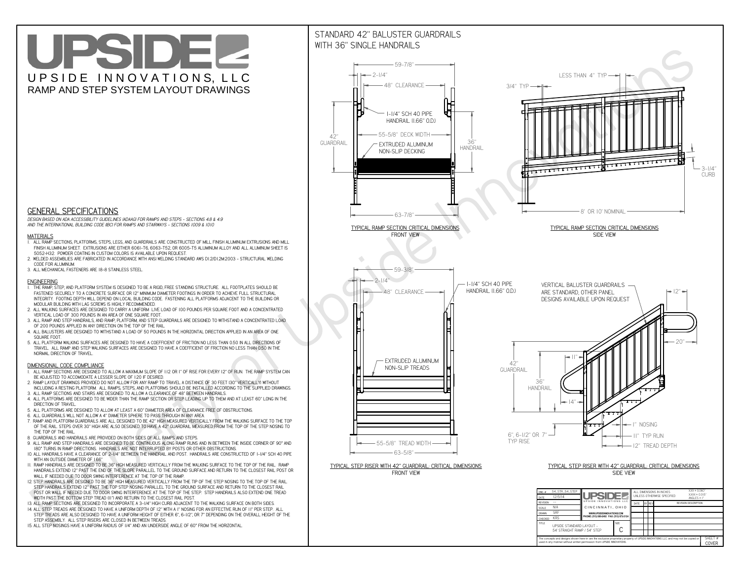# UPSIDE

UPSIDE INNOVATIONS, LLC

RAMP AND STEP SYSTEM LAYOUT DRAWINGS

## GENERAL SPECIFICATIONS

*DESIGN BASED ON ADA ACCESSIBILITY GUIDELINES (ADAAG) FOR RAMPS AND STEPS - SECTIONS 4.8 & 4.9 AND THE INTERNATIONAL BUILDING CODE (IBC) FOR RAMPS AND STAIRWAYS - SECTIONS 1009 & 1010*

### MATERIALS

1. ALL RAMP SECTIONS, PLATFORMS, STEPS, LEGS, AND GUARDRAILS ARE CONSTRUCTED OF MILL FINISH ALUMINUM EXTRUSIONS AND MILL FINISH ALUMINUM SHEET. EXTRUSIONS ARE EITHER 6061-T6, 6063-T52, OR 6005-T5 ALUMINUM ALLOY AND ALL ALUMINUM SHEET IS 5052-H32. POWDER COATING IN CUSTOM COLORS IS AVAILABLE UPON REQUEST.
2. WELDED ASSEMBLIES ARE FABRICATED IN ACCORDANCE WITH ANSI WELDING STANDARD AWS D1.2/D1.2M:2003 - STRUCTURAL WELDING CODE FOR ALUMINUM.
3. ALL MECHANICAL FASTENERS ARE 18-8 STAINLESS STEEL.

### ENGINEERING

1. THE RAMP, STEP, AND PLATFORM SYSTEM IS DESIGNED TO BE A RIGID, FREE STANDING STRUCTURE. ALL FOOTPLATES SHOULD BE FASTENED SECURELY TO A CONCRETE SURFACE OR 12" MINIMUM DIAMETER CONCRETE FOOTINGS IN ORDER TO ACHIEVE FULL STRUCTURAL INTEGRITY. FOOTING DEPTH WILL DEPEND ON LOCAL BUILDING CODE. FASTENING ALL PLATFORMS ADJACENT TO THE BUILDING OR MODULAR BUILDING WITH LAG SCREWS IS HIGHLY RECOMMENDED.
2. ALL WALKING SURFACES ARE DESIGNED TO CARRY A UNIFORM LIVE LOAD OF 100 POUNDS PER SQUARE FOOT AND A CONCENTRATED VERTICAL LOAD OF 300 POUNDS IN AN AREA OF ONE SQUARE FOOT.
3. ALL RAMP AND STEP HANDRAILS, AND RAMP, PLATFORM, AND STEP GUARDRAILS ARE DESIGNED TO WITHSTAND A CONCENTRATED LOAD OF 200 POUNDS APPLIED IN ANY DIRECTION ON THE TOP OF THE RAIL.
4. ALL BALUSTERS ARE DESIGNED TO WITHSTAND A LOAD OF 50 POUNDS IN THE HORIZONTAL DIRECTION APPLIED IN AN AREA OF ONE SQUARE FOOT.
5. ALL PLATFORM WALKING SURFACES ARE DESIGNED TO HAVE A COEFFICIENT OF FRICTION NO LESS THAN 0.50 IN ALL DIRECTIONS OF TRAVEL. ALL RAMP AND STEP WALKING SURFACES ARE DESIGNED TO HAVE A COEFFICIENT OF FRICTION NO LESS THAN 0.50 IN THE NORMAL DIRECTION OF TRAVEL.

### DIMENSIONAL CODE COMPLIANCE

1. ALL RAMP SECTIONS ARE DESIGNED TO ALLOW A MAXIMUM SLOPE OF 1:12 OR 1" OF RISE FOR EVERY 12" OF RUN. THE RAMP SYSTEM CAN BE ADJUSTED TO ACCOMODATE A LESSER SLOPE OF 1:20 IF DESIRED.
2. RAMP LAYOUT DRAWINGS PROVIDED DO NOT ALLOW FOR ANY RAMP TO TRAVEL A DISTANCE OF 30 FEET (30" VERTICALLY) WITHOUT INCLUDING A RESTING PLATFORM. ALL RAMPS, STEPS, AND PLATFORMS SHOULD BE INSTALLED ACCORDING TO THE SUPPLIED DRAWINGS.
3. ALL RAMP SECTIONS AND STAIRS ARE DESIGNED TO ALLOW A CLEARANCE OF 48" BETWEEN HANDRAILS.
4. ALL PLATFORMS ARE DESIGNED TO BE WIDER THAN THE RAMP SECTION OR STEP LEADING UP TO THEM AND AT LEAST 60" LONG IN THE DIRECTION OF TRAVEL.
5. ALL PLATFORMS ARE DESIGNED TO ALLOW AT LEAST A 60" DIAMETER AREA OF CLEARANCE FREE OF OBSTRUCTIONS.
6. ALL GUARDRAILS WILL NOT ALLOW A 4" DIAMETER SPHERE TO PASS THROUGH IN ANY AREA.
7. RAMP AND PLATFORM GUARDRAILS ARE ALL DESIGNED TO BE 42" HIGH MEASURED VERTICALLY FROM THE WALKING SURFACE TO THE TOP OF THE RAIL. STEPS OVER 30" HIGH ARE ALSO DESIGNED TO HAVE A 42" GUARDRAIL MEASURED FROM THE TOP OF THE STEP NOSING TO THE TOP OF THE RAIL.
8. GUARDRAILS AND HANDRAILS ARE PROVIDED ON BOTH SIDES OF ALL RAMPS AND STEPS.
9. ALL RAMP AND STEP HANDRAILS ARE DESIGNED TO BE CONTINUOUS ALONG RAMP RUNS AND IN BETWEEN THE INSIDE CORNER OF 90° AND 180° TURNS IN RAMP DIRECTIONS. HANDRAILS ARE NOT INTERRUPTED BY POSTS OR OTHER OBSTRUCTIONS.
10. ALL HANDRAILS HAVE A CLEARANCE OF 2-1/4" BETWEEN THE HANDRAIL AND POST. HANDRAILS ARE CONSTRUCTED OF 1-1/4" SCH 40 PIPE WITH AN OUTSIDE DIAMETER OF 1.66"
11. RAMP HANDRAILS ARE DESIGNED TO BE 36" HIGH MEASURED VERTICALLY FROM THE WALKING SURFACE TO THE TOP OF THE RAIL. RAMP HANDRAILS EXTEND 12" PAST THE END OF THE SLOPE PARALLEL TO THE GROUND SURFACE AND RETURN TO THE CLOSEST RAIL POST OR WALL IF NEEDED DUE TO DOOR SWING INTERFERENCE AT THE TOP OF THE RAMP.
12. STEP HANDRAILS ARE DESIGNED TO BE 36" HIGH MEASURED VERTICALLY FROM THE TIP OF THE STEP NOSING TO THE TOP OF THE RAIL. STEP HANDRAILS EXTEND 12" PAST THE TOP STEP NOSING PARALLEL TO THE GROUND SURFACE AND RETURN TO THE CLOSEST RAIL POST OR WALL IF NEEDED DUE TO DOOR SWING INTERFERENCE AT THE TOP OF THE STEP. STEP HANDRAILS ALSO EXTEND ONE TREAD WIDTH PAST THE BOTTOM STEP TREAD (11") AND RETURN TO THE CLOSEST RAIL POST.
13. ALL RAMP SECTIONS ARE DESIGNED TO INCORPORATE A 3-1/4" HIGH CURB ADJACENT TO THE WALKING SURFACE ON BOTH SIDES.
14. ALL STEP TREADS ARE DESIGNED TO HAVE A UNIFORM DEPTH OF 12" WITH A 1" NOSING FOR AN EFFECTIVE RUN OF 11" PER STEP. ALL STEP TREADS ARE ALSO DESIGNED TO HAVE A UNIFORM HEIGHT OF EITHER 6", 6-1/2", OR 7" DEPENDING ON THE OVERALL HEIGHT OF THE STEP ASSEMBLY. ALL STEP RISERS ARE CLOSED IN BETWEEN TREADS.
15. ALL STEP NOSINGS HAVE A UNIFORM RADIUS OF 1/4" AND AN UNDERSIDE ANGLE OF 60° FROM THE HORIZONTAL.

## STANDARD 42" BALUSTER GUARDRAILS WITH 36" SINGLE HANDRAILS

59-7/8" · 2-1/4" · 48" CLEARANCE · 1-1/4" SCH 40 PIPE HANDRAIL (1.66" O.D.) · 55-5/8" DECK WIDTH · 42" GUARDRAIL · 36" HANDRAIL · EXTRUDED ALUMINUM NON-SLIP DECKING · 63-7/8"

TYPICAL RAMP SECTION: CRITICAL DIMENSIONS
FRONT VIEW

LESS THAN 4" TYP · 3/4" TYP · 3-1/4" CURB · 8' OR 10' NOMINAL

TYPICAL RAMP SECTION: CRITICAL DIMENSIONS
SIDE VIEW

59-3/8" · 2-1/4" · 48" CLEARANCE · 1-1/4" SCH 40 PIPE HANDRAIL (1.66" O.D.) · EXTRUDED ALUMINUM NON-SLIP TREADS · 55-5/8" TREAD WIDTH · 63-5/8"

TYPICAL STEP RISER WITH 42" GUARDRAIL: CRITICAL DIMENSIONS
FRONT VIEW

VERTICAL BALUSTER GUARDRAILS ARE STANDARD, OTHER PANEL DESIGNS AVAILABLE UPON REQUEST · 12" · 20" · 11" · 42" GUARDRAIL · 36" HANDRAIL · 14" · 1" NOSING · 11" TYP RUN · 12" TREAD DEPTH · 6", 6-1/2" OR 7" TYP RISE

TYPICAL STEP RISER WITH 42" GUARDRAIL: CRITICAL DIMENSIONS
SIDE VIEW

| DWG # | 54_STR_54_STEP |
|---|---|
| DATE | 12/5/14 |
| REVISION | --- |
| SCALE | N/A |
| DRAWN | SRF |
| CHECKED | KRS |
| TITLE | UPSIDE STANDARD LAYOUT - 54' STRAIGHT RAMP / 54" STEP |
| SIZE | C |
| SHEET # | COVER |

UPSIDE INNOVATIONS LLC
CINCINNATI, OHIO
WWW.UPSIDEINNOVATIONS.COM
PHONE: (513) 889-2492 FAX: (513) 672-2124

ALL DIMENSIONS IN INCHES UNLESS OTHERWISE SPECIFIED
XXX = 0.060"
XXXX = 0.015"
ANGLES = 1°

| DATE | BY | REV | REVISION DESCRIPTION |
|---|---|---|---|

The concepts and designs shown here-in are the exclusive proprietary property of UPSIDE INNOVATIONS LLC. and may not be copied or used in any manner without written permission from UPSIDE INNOVATIONS.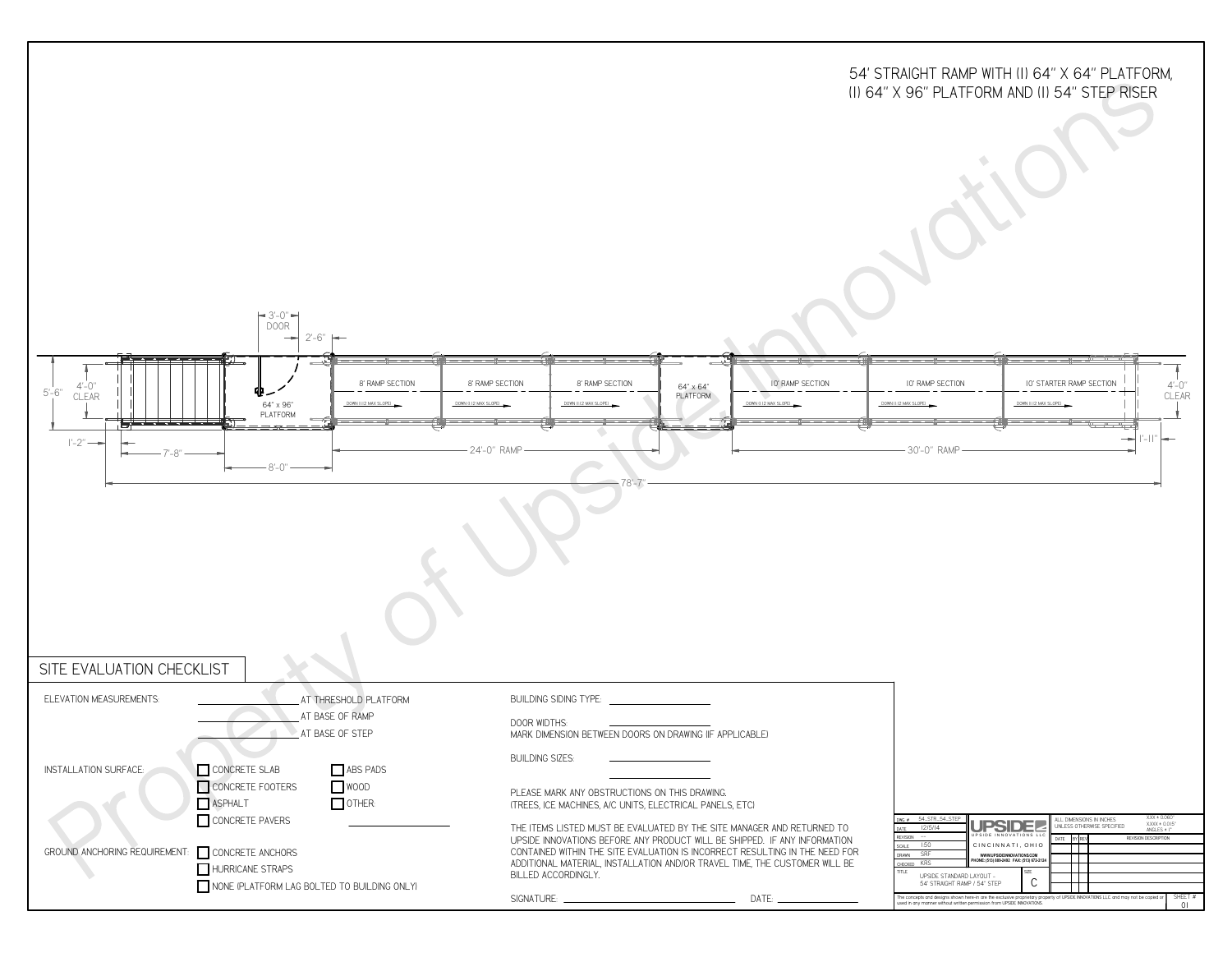# 54' STRAIGHT RAMP WITH (1) 64" X 64" PLATFORM, (1) 64" X 96" PLATFORM AND (1) 54" STEP RISER

3'-0" DOOR

2'-6"

5'-6"

4'-0" CLEAR

64" x 96" PLATFORM

8' RAMP SECTION

DOWN (1:12 MAX SLOPE)

8' RAMP SECTION

DOWN (1:12 MAX SLOPE)

8' RAMP SECTION

DOWN (1:12 MAX SLOPE)

64" x 64" PLATFORM

10' RAMP SECTION

DOWN (1:12 MAX SLOPE)

10' RAMP SECTION

DOWN (1:12 MAX SLOPE)

10' STARTER RAMP SECTION

DOWN (1:12 MAX SLOPE)

4'-0" CLEAR

1'-2"

7'-8"

8'-0"

24'-0" RAMP

30'-0" RAMP

1'-11"

78'-7"

Property of Upside Innovations

## SITE EVALUATION CHECKLIST

ELEVATION MEASUREMENTS: ______________ AT THRESHOLD PLATFORM

______________ AT BASE OF RAMP

______________ AT BASE OF STEP

INSTALLATION SURFACE:

- ☐ CONCRETE SLAB
- ☐ CONCRETE FOOTERS
- ☐ ASPHALT
- ☐ CONCRETE PAVERS
- ☐ ABS PADS
- ☐ WOOD
- ☐ OTHER ______________

GROUND ANCHORING REQUIREMENT:

- ☐ CONCRETE ANCHORS
- ☐ HURRICANE STRAPS
- ☐ NONE (PLATFORM LAG BOLTED TO BUILDING ONLY)

BUILDING SIDING TYPE: ______________

DOOR WIDTHS: ______________

MARK DIMENSION BETWEEN DOORS ON DRAWING (IF APPLICABLE)

BUILDING SIZES: ______________

______________

PLEASE MARK ANY OBSTRUCTIONS ON THIS DRAWING. (TREES, ICE MACHINES, A/C UNITS, ELECTRICAL PANELS, ETC)

THE ITEMS LISTED MUST BE EVALUATED BY THE SITE MANAGER AND RETURNED TO UPSIDE INNOVATIONS BEFORE ANY PRODUCT WILL BE SHIPPED. IF ANY INFORMATION CONTAINED WITHIN THE SITE EVALUATION IS INCORRECT RESULTING IN THE NEED FOR ADDITIONAL MATERIAL, INSTALLATION AND/OR TRAVEL TIME, THE CUSTOMER WILL BE BILLED ACCORDINGLY.

SIGNATURE: ______________________ DATE: ______________

| | |
|---|---|
| DWG # | 54_STR_54_STEP |
| DATE | 12/5/14 |
| REVISION | --- |
| SCALE | 1:50 |
| DRAWN | SRF |
| CHECKED | KRS |
| TITLE | UPSIDE STANDARD LAYOUT - 54' STRAIGHT RAMP / 54" STEP |
| SIZE | C |

UPSIDE INNOVATIONS LLC
CINCINNATI, OHIO
WWW.UPSIDEINNOVATIONS.COM
PHONE:(513) 889-2492 FAX:(513) 672-2124

ALL DIMENSIONS IN INCHES UNLESS OTHERWISE SPECIFIED
XXX ± 0.060"
XXXX ± 0.015"
ANGLES ± 1°

| DATE | BY | REV | REVISION DESCRIPTION |
|---|---|---|---|

The concepts and designs shown here-in are the exclusive proprietary property of UPSIDE INNOVATIONS LLC and may not be copied or used in any manner without written permission from UPSIDE INNOVATIONS.

SHEET # 01